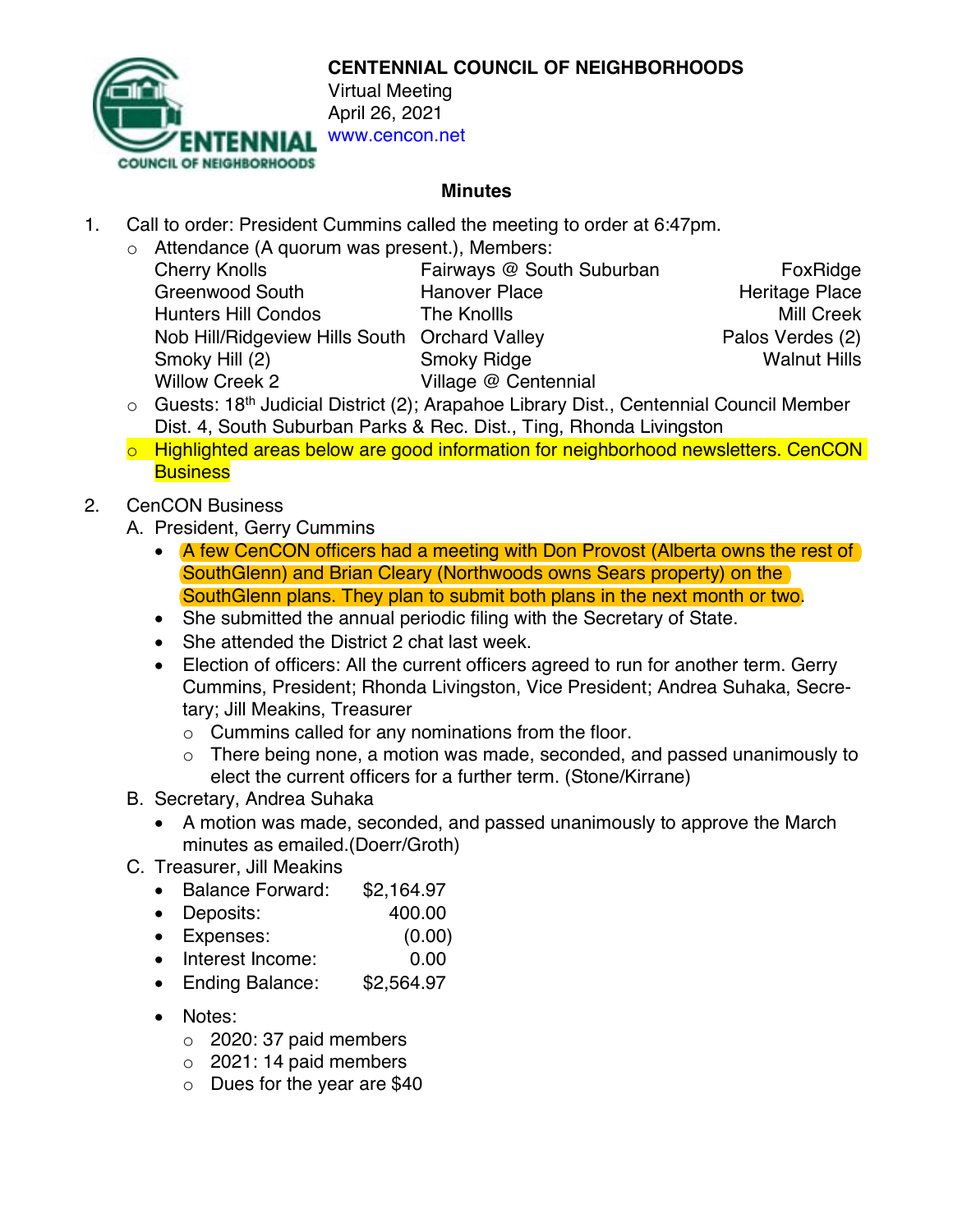**CENTENNIAL COUNCIL OF NEIGHBORHOODS**
Virtual Meeting
April 26, 2021
www.cencon.net

## Minutes

1. Call to order: President Cummins called the meeting to order at 6:47pm.
   - Attendance (A quorum was present.), Members:

| | | |
|---|---|---|
| Cherry Knolls | Fairways @ South Suburban | FoxRidge |
| Greenwood South | Hanover Place | Heritage Place |
| Hunters Hill Condos | The Knollls | Mill Creek |
| Nob Hill/Ridgeview Hills South | Orchard Valley | Palos Verdes (2) |
| Smoky Hill (2) | Smoky Ridge | Walnut Hills |
| Willow Creek 2 | Village @ Centennial | |

   - Guests: 18th Judicial District (2); Arapahoe Library Dist., Centennial Council Member Dist. 4, South Suburban Parks & Rec. Dist., Ting, Rhonda Livingston
   - Highlighted areas below are good information for neighborhood newsletters. CenCON Business

2. CenCON Business
   A. President, Gerry Cummins
      - A few CenCON officers had a meeting with Don Provost (Alberta owns the rest of SouthGlenn) and Brian Cleary (Northwoods owns Sears property) on the SouthGlenn plans. They plan to submit both plans in the next month or two.
      - She submitted the annual periodic filing with the Secretary of State.
      - She attended the District 2 chat last week.
      - Election of officers: All the current officers agreed to run for another term. Gerry Cummins, President; Rhonda Livingston, Vice President; Andrea Suhaka, Secretary; Jill Meakins, Treasurer
         - Cummins called for any nominations from the floor.
         - There being none, a motion was made, seconded, and passed unanimously to elect the current officers for a further term. (Stone/Kirrane)

   B. Secretary, Andrea Suhaka
      - A motion was made, seconded, and passed unanimously to approve the March minutes as emailed.(Doerr/Groth)

   C. Treasurer, Jill Meakins
      - Balance Forward: $2,164.97
      - Deposits: 400.00
      - Expenses: (0.00)
      - Interest Income: 0.00
      - Ending Balance: $2,564.97
      - Notes:
         - 2020: 37 paid members
         - 2021: 14 paid members
         - Dues for the year are $40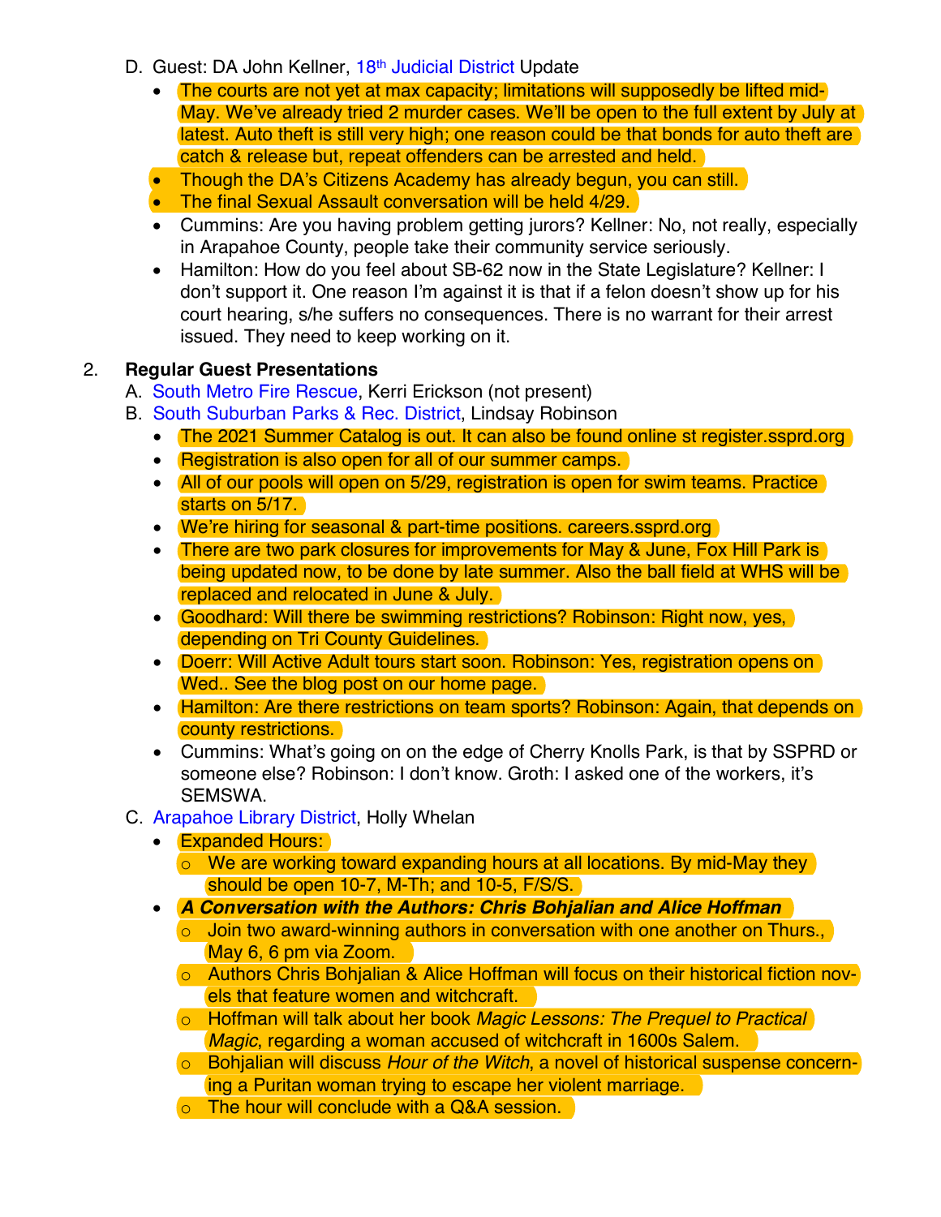D. Guest: DA John Kellner, 18th Judicial District Update

- The courts are not yet at max capacity; limitations will supposedly be lifted mid-May. We've already tried 2 murder cases. We'll be open to the full extent by July at latest. Auto theft is still very high; one reason could be that bonds for auto theft are catch & release but, repeat offenders can be arrested and held.
- Though the DA's Citizens Academy has already begun, you can still.
- The final Sexual Assault conversation will be held 4/29.
- Cummins: Are you having problem getting jurors? Kellner: No, not really, especially in Arapahoe County, people take their community service seriously.
- Hamilton: How do you feel about SB-62 now in the State Legislature? Kellner: I don't support it. One reason I'm against it is that if a felon doesn't show up for his court hearing, s/he suffers no consequences. There is no warrant for their arrest issued. They need to keep working on it.

2. **Regular Guest Presentations**

A. South Metro Fire Rescue, Kerri Erickson (not present)

B. South Suburban Parks & Rec. District, Lindsay Robinson

- The 2021 Summer Catalog is out. It can also be found online st register.ssprd.org
- Registration is also open for all of our summer camps.
- All of our pools will open on 5/29, registration is open for swim teams. Practice starts on 5/17.
- We're hiring for seasonal & part-time positions. careers.ssprd.org
- There are two park closures for improvements for May & June, Fox Hill Park is being updated now, to be done by late summer. Also the ball field at WHS will be replaced and relocated in June & July.
- Goodhard: Will there be swimming restrictions? Robinson: Right now, yes, depending on Tri County Guidelines.
- Doerr: Will Active Adult tours start soon. Robinson: Yes, registration opens on Wed.. See the blog post on our home page.
- Hamilton: Are there restrictions on team sports? Robinson: Again, that depends on county restrictions.
- Cummins: What's going on on the edge of Cherry Knolls Park, is that by SSPRD or someone else? Robinson: I don't know. Groth: I asked one of the workers, it's SEMSWA.

C. Arapahoe Library District, Holly Whelan

- Expanded Hours:
  - We are working toward expanding hours at all locations. By mid-May they should be open 10-7, M-Th; and 10-5, F/S/S.
- ***A Conversation with the Authors: Chris Bohjalian and Alice Hoffman***
  - Join two award-winning authors in conversation with one another on Thurs., May 6, 6 pm via Zoom.
  - Authors Chris Bohjalian & Alice Hoffman will focus on their historical fiction novels that feature women and witchcraft.
  - Hoffman will talk about her book *Magic Lessons: The Prequel to Practical Magic*, regarding a woman accused of witchcraft in 1600s Salem.
  - Bohjalian will discuss *Hour of the Witch*, a novel of historical suspense concerning a Puritan woman trying to escape her violent marriage.
  - The hour will conclude with a Q&A session.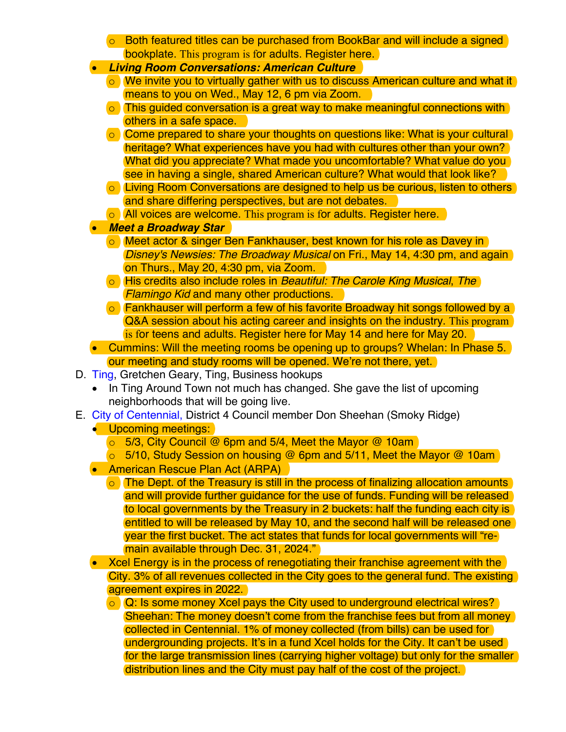- Both featured titles can be purchased from BookBar and will include a signed bookplate. This program is for adults. Register here.
- ***Living Room Conversations: American Culture***
  - We invite you to virtually gather with us to discuss American culture and what it means to you on Wed., May 12, 6 pm via Zoom.
  - This guided conversation is a great way to make meaningful connections with others in a safe space.
  - Come prepared to share your thoughts on questions like: What is your cultural heritage? What experiences have you had with cultures other than your own? What did you appreciate? What made you uncomfortable? What value do you see in having a single, shared American culture? What would that look like?
  - Living Room Conversations are designed to help us be curious, listen to others and share differing perspectives, but are not debates.
  - All voices are welcome. This program is for adults. Register here.
- ***Meet a Broadway Star***
  - Meet actor & singer Ben Fankhauser, best known for his role as Davey in *Disney's Newsies: The Broadway Musical* on Fri., May 14, 4:30 pm, and again on Thurs., May 20, 4:30 pm, via Zoom.
  - His credits also include roles in *Beautiful: The Carole King Musical*, *The Flamingo Kid* and many other productions.
  - Fankhauser will perform a few of his favorite Broadway hit songs followed by a Q&A session about his acting career and insights on the industry. This program is for teens and adults. Register here for May 14 and here for May 20.
- Cummins: Will the meeting rooms be opening up to groups? Whelan: In Phase 5. our meeting and study rooms will be opened. We're not there, yet.

D. Ting, Gretchen Geary, Ting, Business hookups
- In Ting Around Town not much has changed. She gave the list of upcoming neighborhoods that will be going live.

E. City of Centennial, District 4 Council member Don Sheehan (Smoky Ridge)
- Upcoming meetings:
  - 5/3, City Council @ 6pm and 5/4, Meet the Mayor @ 10am
  - 5/10, Study Session on housing @ 6pm and 5/11, Meet the Mayor @ 10am
- American Rescue Plan Act (ARPA)
  - The Dept. of the Treasury is still in the process of finalizing allocation amounts and will provide further guidance for the use of funds. Funding will be released to local governments by the Treasury in 2 buckets: half the funding each city is entitled to will be released by May 10, and the second half will be released one year the first bucket. The act states that funds for local governments will "remain available through Dec. 31, 2024."
- Xcel Energy is in the process of renegotiating their franchise agreement with the City. 3% of all revenues collected in the City goes to the general fund. The existing agreement expires in 2022.
  - Q: Is some money Xcel pays the City used to underground electrical wires? Sheehan: The money doesn't come from the franchise fees but from all money collected in Centennial. 1% of money collected (from bills) can be used for undergrounding projects. It's in a fund Xcel holds for the City. It can't be used for the large transmission lines (carrying higher voltage) but only for the smaller distribution lines and the City must pay half of the cost of the project.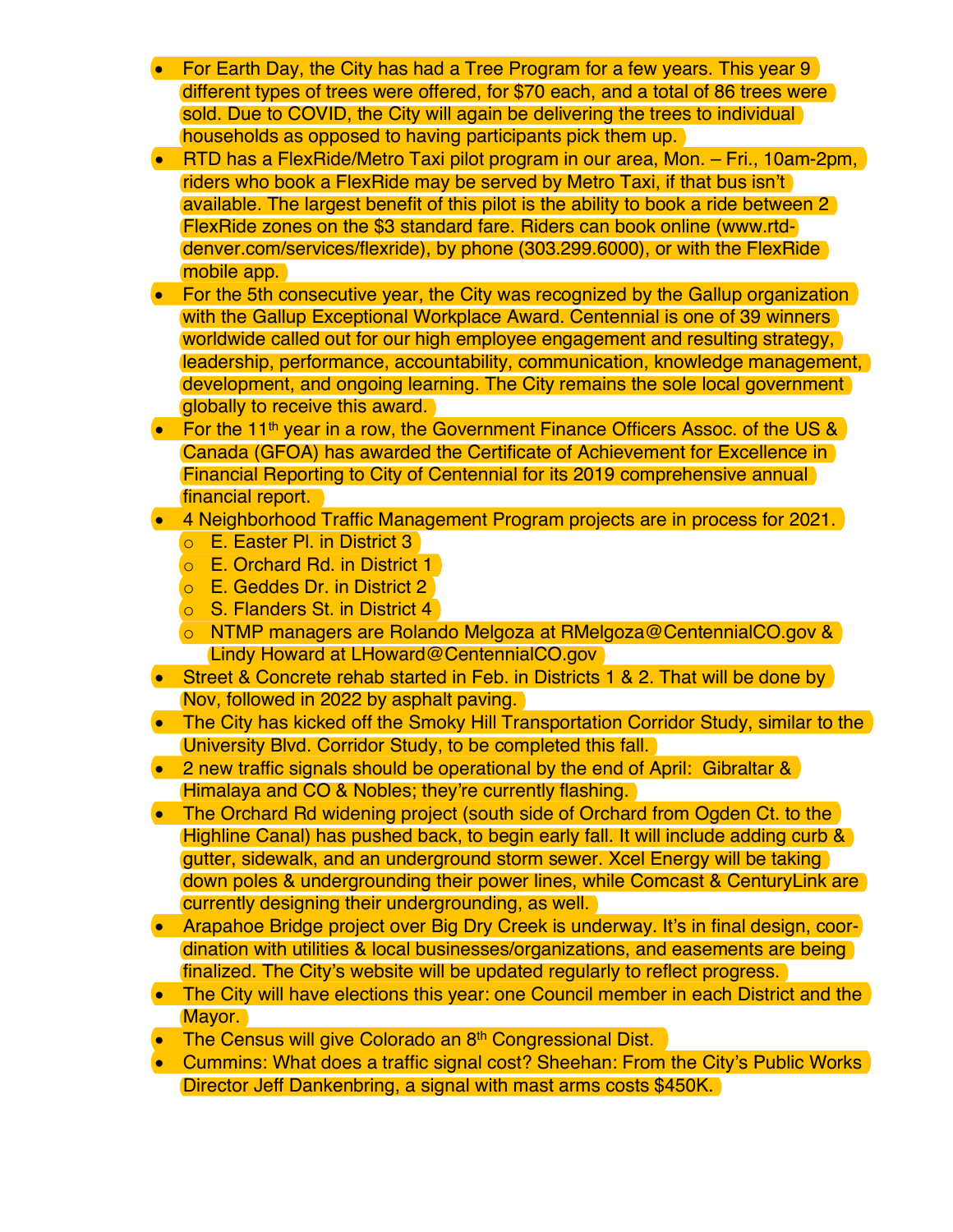- For Earth Day, the City has had a Tree Program for a few years. This year 9 different types of trees were offered, for $70 each, and a total of 86 trees were sold. Due to COVID, the City will again be delivering the trees to individual households as opposed to having participants pick them up.
- RTD has a FlexRide/Metro Taxi pilot program in our area, Mon. – Fri., 10am-2pm, riders who book a FlexRide may be served by Metro Taxi, if that bus isn't available. The largest benefit of this pilot is the ability to book a ride between 2 FlexRide zones on the $3 standard fare. Riders can book online (www.rtd-denver.com/services/flexride), by phone (303.299.6000), or with the FlexRide mobile app.
- For the 5th consecutive year, the City was recognized by the Gallup organization with the Gallup Exceptional Workplace Award. Centennial is one of 39 winners worldwide called out for our high employee engagement and resulting strategy, leadership, performance, accountability, communication, knowledge management, development, and ongoing learning. The City remains the sole local government globally to receive this award.
- For the 11th year in a row, the Government Finance Officers Assoc. of the US & Canada (GFOA) has awarded the Certificate of Achievement for Excellence in Financial Reporting to City of Centennial for its 2019 comprehensive annual financial report.
- 4 Neighborhood Traffic Management Program projects are in process for 2021.
  - E. Easter Pl. in District 3
  - E. Orchard Rd. in District 1
  - E. Geddes Dr. in District 2
  - S. Flanders St. in District 4
  - NTMP managers are Rolando Melgoza at RMelgoza@CentennialCO.gov & Lindy Howard at LHoward@CentennialCO.gov
- Street & Concrete rehab started in Feb. in Districts 1 & 2. That will be done by Nov, followed in 2022 by asphalt paving.
- The City has kicked off the Smoky Hill Transportation Corridor Study, similar to the University Blvd. Corridor Study, to be completed this fall.
- 2 new traffic signals should be operational by the end of April: Gibraltar & Himalaya and CO & Nobles; they're currently flashing.
- The Orchard Rd widening project (south side of Orchard from Ogden Ct. to the Highline Canal) has pushed back, to begin early fall. It will include adding curb & gutter, sidewalk, and an underground storm sewer. Xcel Energy will be taking down poles & undergrounding their power lines, while Comcast & CenturyLink are currently designing their undergrounding, as well.
- Arapahoe Bridge project over Big Dry Creek is underway. It's in final design, coordination with utilities & local businesses/organizations, and easements are being finalized. The City's website will be updated regularly to reflect progress.
- The City will have elections this year: one Council member in each District and the Mayor.
- The Census will give Colorado an 8th Congressional Dist.
- Cummins: What does a traffic signal cost? Sheehan: From the City's Public Works Director Jeff Dankenbring, a signal with mast arms costs $450K.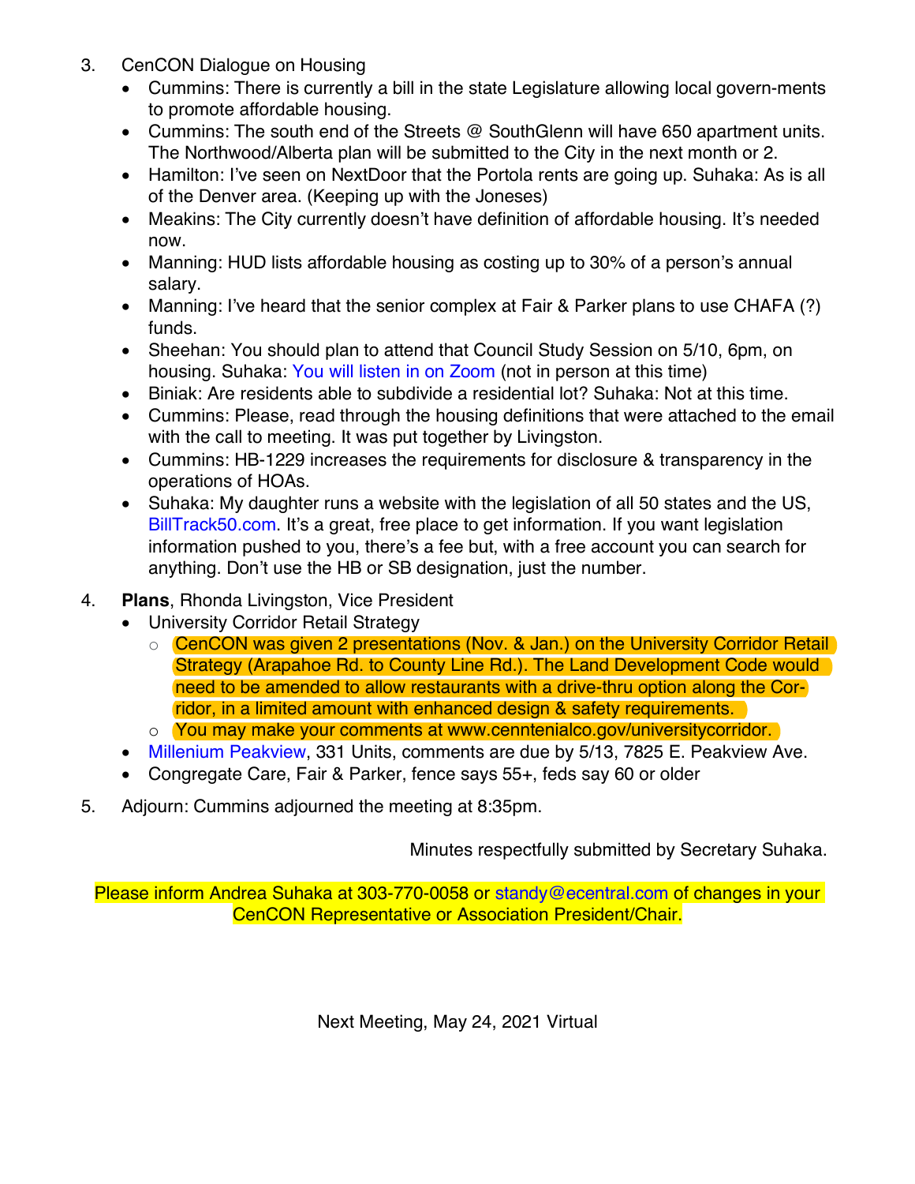3. CenCON Dialogue on Housing
   - Cummins: There is currently a bill in the state Legislature allowing local govern-ments to promote affordable housing.
   - Cummins: The south end of the Streets @ SouthGlenn will have 650 apartment units. The Northwood/Alberta plan will be submitted to the City in the next month or 2.
   - Hamilton: I've seen on NextDoor that the Portola rents are going up. Suhaka: As is all of the Denver area. (Keeping up with the Joneses)
   - Meakins: The City currently doesn't have definition of affordable housing. It's needed now.
   - Manning: HUD lists affordable housing as costing up to 30% of a person's annual salary.
   - Manning: I've heard that the senior complex at Fair & Parker plans to use CHAFA (?) funds.
   - Sheehan: You should plan to attend that Council Study Session on 5/10, 6pm, on housing. Suhaka: You will listen in on Zoom (not in person at this time)
   - Biniak: Are residents able to subdivide a residential lot? Suhaka: Not at this time.
   - Cummins: Please, read through the housing definitions that were attached to the email with the call to meeting. It was put together by Livingston.
   - Cummins: HB-1229 increases the requirements for disclosure & transparency in the operations of HOAs.
   - Suhaka: My daughter runs a website with the legislation of all 50 states and the US, BillTrack50.com. It's a great, free place to get information. If you want legislation information pushed to you, there's a fee but, with a free account you can search for anything. Don't use the HB or SB designation, just the number.

4. **Plans**, Rhonda Livingston, Vice President
   - University Corridor Retail Strategy
     - CenCON was given 2 presentations (Nov. & Jan.) on the University Corridor Retail Strategy (Arapahoe Rd. to County Line Rd.). The Land Development Code would need to be amended to allow restaurants with a drive-thru option along the Cor-ridor, in a limited amount with enhanced design & safety requirements.
     - You may make your comments at www.cenntenialco.gov/universitycorridor.
   - Millenium Peakview, 331 Units, comments are due by 5/13, 7825 E. Peakview Ave.
   - Congregate Care, Fair & Parker, fence says 55+, feds say 60 or older

5. Adjourn: Cummins adjourned the meeting at 8:35pm.

Minutes respectfully submitted by Secretary Suhaka.

Please inform Andrea Suhaka at 303-770-0058 or standy@ecentral.com of changes in your CenCON Representative or Association President/Chair.

Next Meeting, May 24, 2021 Virtual